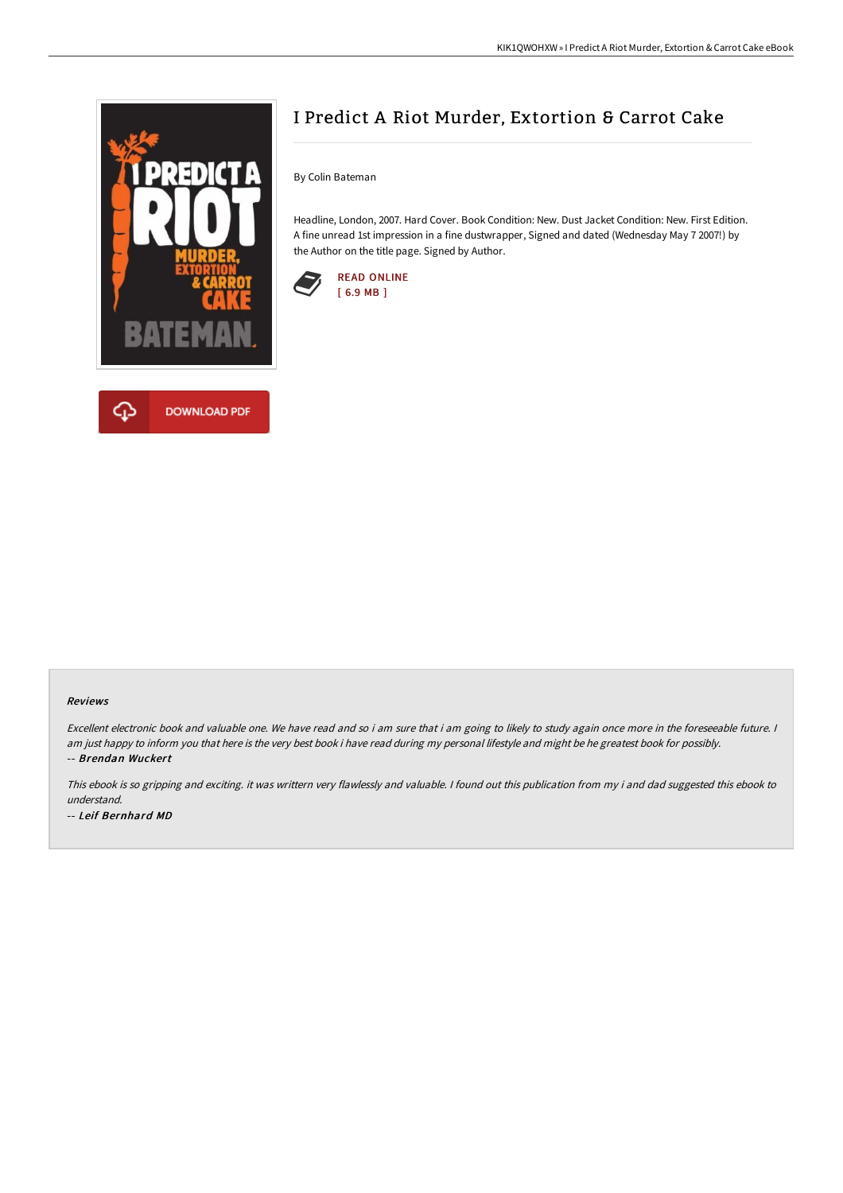# I Predict A Riot Murder, Extortion & Carrot Cake

By Colin Bateman

Headline, London, 2007. Hard Cover. Book Condition: New. Dust Jacket Condition: New. First Edition. A fine unread 1st impression in a fine dustwrapper, Signed and dated (Wednesday May 7 2007!) by the Author on the title page. Signed by Author.

READ ONLINE
[ 6.9 MB ]

DOWNLOAD PDF

### Reviews

*Excellent electronic book and valuable one. We have read and so i am sure that i am going to likely to study again once more in the foreseeable future. I am just happy to inform you that here is the very best book i have read during my personal lifestyle and might be he greatest book for possibly.*
*-- **Brendan Wuckert***

*This ebook is so gripping and exciting. it was writtern very flawlessly and valuable. I found out this publication from my i and dad suggested this ebook to understand.*
*-- **Leif Bernhard MD***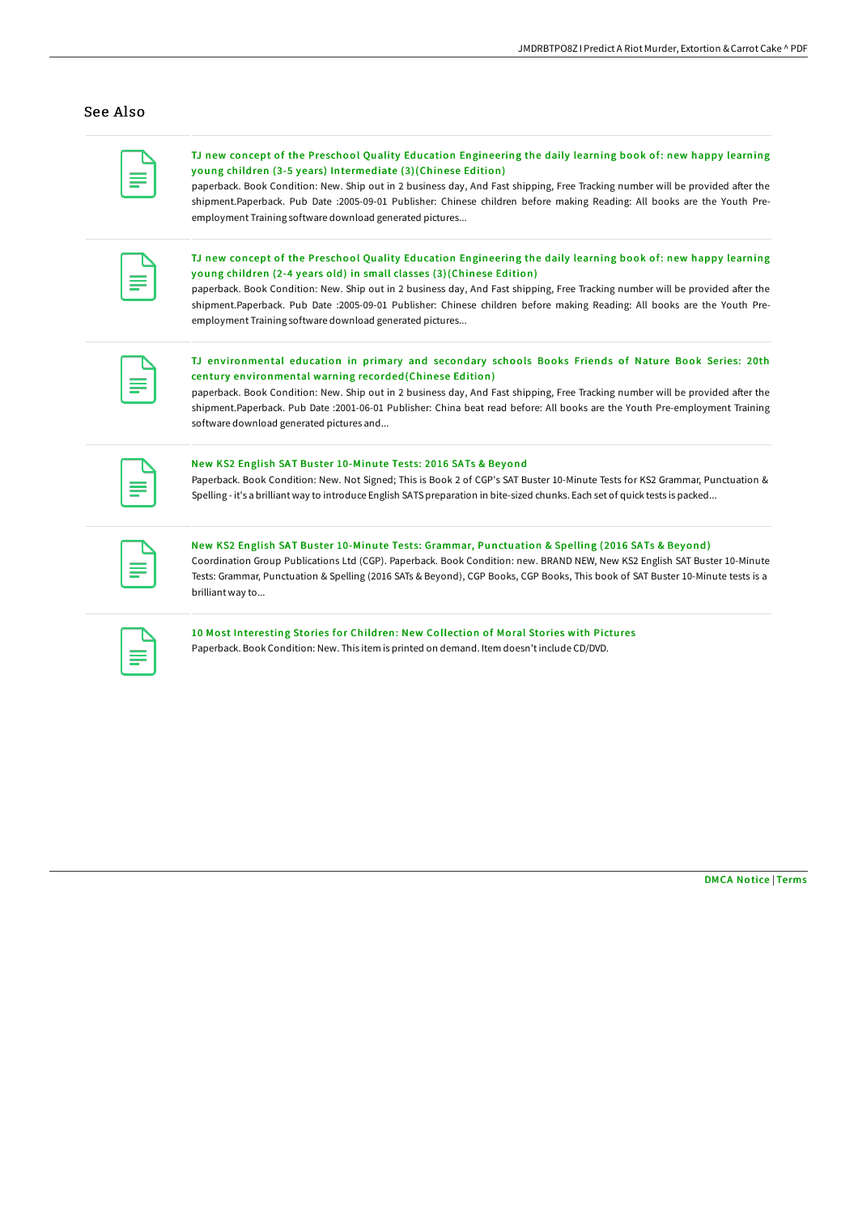## See Also

**TJ new concept of the Preschool Quality Education Engineering the daily learning book of: new happy learning young children (3-5 years) Intermediate (3)(Chinese Edition)**

paperback. Book Condition: New. Ship out in 2 business day, And Fast shipping, Free Tracking number will be provided after the shipment.Paperback. Pub Date :2005-09-01 Publisher: Chinese children before making Reading: All books are the Youth Pre-employment Training software download generated pictures...

**TJ new concept of the Preschool Quality Education Engineering the daily learning book of: new happy learning young children (2-4 years old) in small classes (3)(Chinese Edition)**

paperback. Book Condition: New. Ship out in 2 business day, And Fast shipping, Free Tracking number will be provided after the shipment.Paperback. Pub Date :2005-09-01 Publisher: Chinese children before making Reading: All books are the Youth Pre-employment Training software download generated pictures...

**TJ environmental education in primary and secondary schools Books Friends of Nature Book Series: 20th century environmental warning recorded(Chinese Edition)**

paperback. Book Condition: New. Ship out in 2 business day, And Fast shipping, Free Tracking number will be provided after the shipment.Paperback. Pub Date :2001-06-01 Publisher: China beat read before: All books are the Youth Pre-employment Training software download generated pictures and...

**New KS2 English SAT Buster 10-Minute Tests: 2016 SATs & Beyond**

Paperback. Book Condition: New. Not Signed; This is Book 2 of CGP's SAT Buster 10-Minute Tests for KS2 Grammar, Punctuation & Spelling - it's a brilliant way to introduce English SATS preparation in bite-sized chunks. Each set of quick tests is packed...

**New KS2 English SAT Buster 10-Minute Tests: Grammar, Punctuation & Spelling (2016 SATs & Beyond)**

Coordination Group Publications Ltd (CGP). Paperback. Book Condition: new. BRAND NEW, New KS2 English SAT Buster 10-Minute Tests: Grammar, Punctuation & Spelling (2016 SATs & Beyond), CGP Books, CGP Books, This book of SAT Buster 10-Minute tests is a brilliant way to...

**10 Most Interesting Stories for Children: New Collection of Moral Stories with Pictures**

Paperback. Book Condition: New. This item is printed on demand. Item doesn't include CD/DVD.